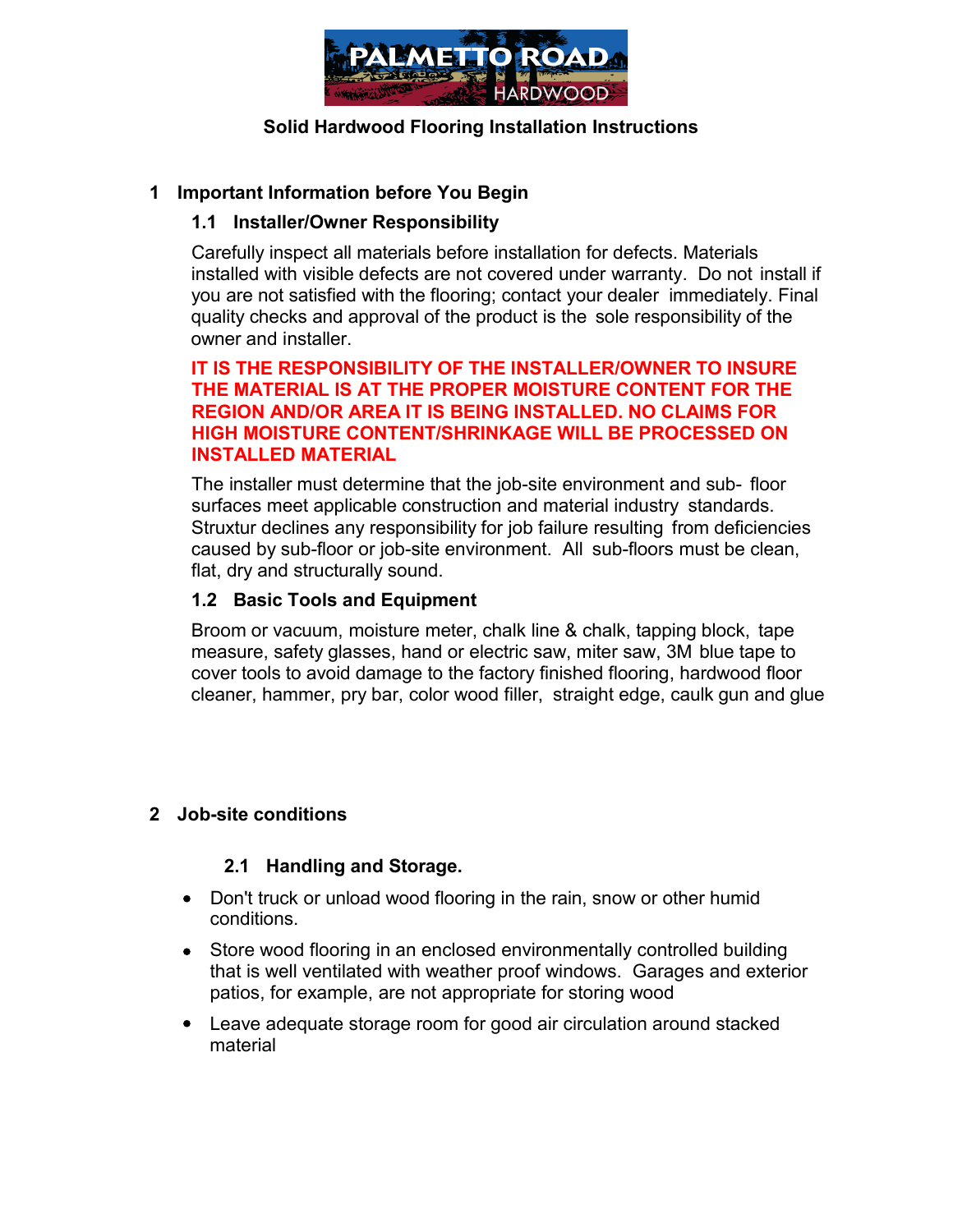# Solid Hardwood Flooring Installation Instructions

## 1 Important Information before You Begin

### 1.1 Installer/Owner Responsibility

Carefully inspect all materials before installation for defects. Materials installed with visible defects are not covered under warranty. Do not install if you are not satisfied with the flooring; contact your dealer immediately. Final quality checks and approval of the product is the sole responsibility of the owner and installer.

**IT IS THE RESPONSIBILITY OF THE INSTALLER/OWNER TO INSURE THE MATERIAL IS AT THE PROPER MOISTURE CONTENT FOR THE REGION AND/OR AREA IT IS BEING INSTALLED. NO CLAIMS FOR HIGH MOISTURE CONTENT/SHRINKAGE WILL BE PROCESSED ON INSTALLED MATERIAL**

The installer must determine that the job-site environment and sub- floor surfaces meet applicable construction and material industry standards. Struxtur declines any responsibility for job failure resulting from deficiencies caused by sub-floor or job-site environment. All sub-floors must be clean, flat, dry and structurally sound.

### 1.2 Basic Tools and Equipment

Broom or vacuum, moisture meter, chalk line & chalk, tapping block, tape measure, safety glasses, hand or electric saw, miter saw, 3M blue tape to cover tools to avoid damage to the factory finished flooring, hardwood floor cleaner, hammer, pry bar, color wood filler, straight edge, caulk gun and glue

## 2 Job-site conditions

### 2.1 Handling and Storage.

- Don't truck or unload wood flooring in the rain, snow or other humid conditions.
- Store wood flooring in an enclosed environmentally controlled building that is well ventilated with weather proof windows. Garages and exterior patios, for example, are not appropriate for storing wood
- Leave adequate storage room for good air circulation around stacked material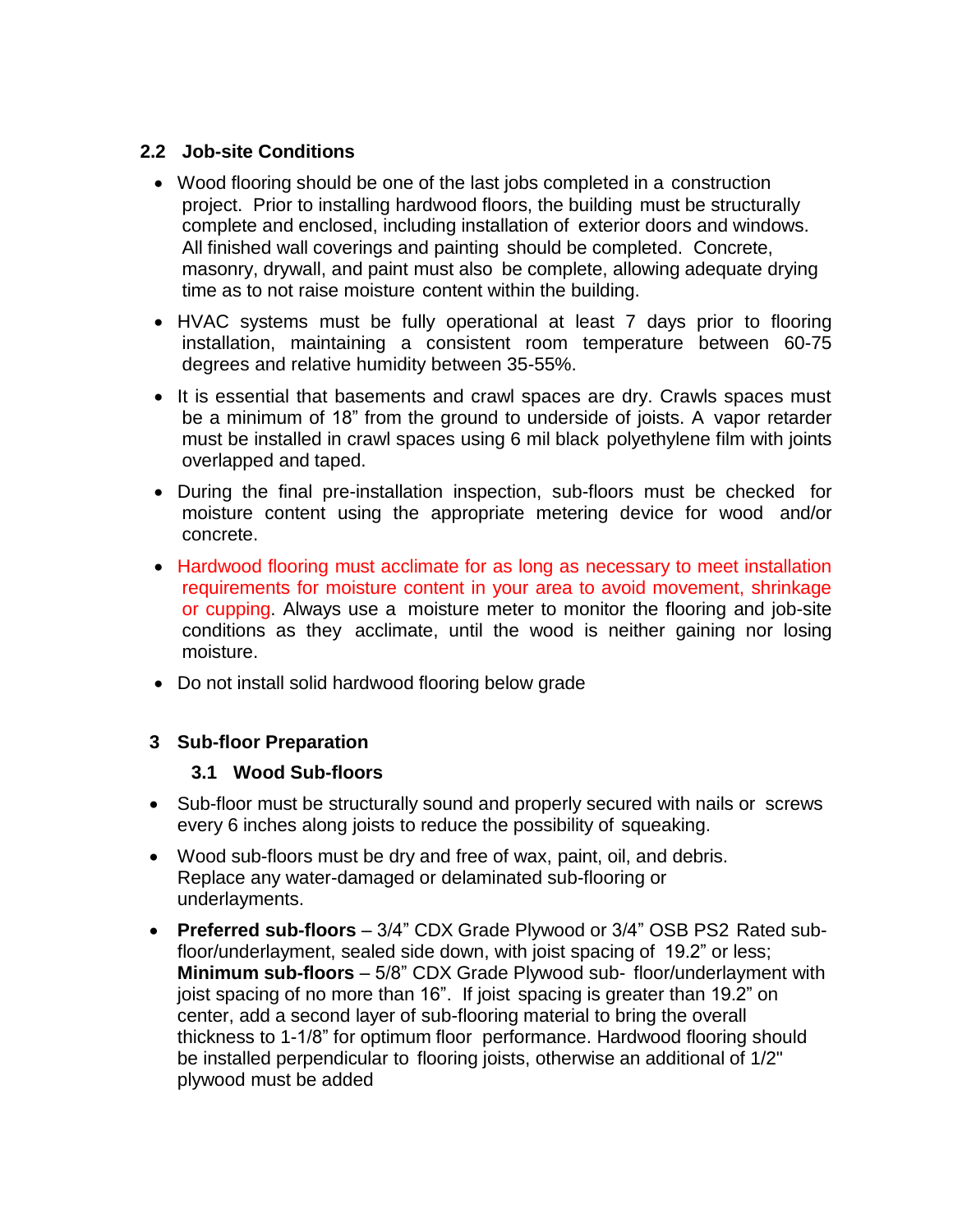## 2.2 Job-site Conditions

- Wood flooring should be one of the last jobs completed in a construction project. Prior to installing hardwood floors, the building must be structurally complete and enclosed, including installation of exterior doors and windows. All finished wall coverings and painting should be completed. Concrete, masonry, drywall, and paint must also be complete, allowing adequate drying time as to not raise moisture content within the building.
- HVAC systems must be fully operational at least 7 days prior to flooring installation, maintaining a consistent room temperature between 60-75 degrees and relative humidity between 35-55%.
- It is essential that basements and crawl spaces are dry. Crawls spaces must be a minimum of 18" from the ground to underside of joists. A vapor retarder must be installed in crawl spaces using 6 mil black polyethylene film with joints overlapped and taped.
- During the final pre-installation inspection, sub-floors must be checked for moisture content using the appropriate metering device for wood and/or concrete.
- Hardwood flooring must acclimate for as long as necessary to meet installation requirements for moisture content in your area to avoid movement, shrinkage or cupping. Always use a moisture meter to monitor the flooring and job-site conditions as they acclimate, until the wood is neither gaining nor losing moisture.
- Do not install solid hardwood flooring below grade

## 3 Sub-floor Preparation

### 3.1 Wood Sub-floors

- Sub-floor must be structurally sound and properly secured with nails or screws every 6 inches along joists to reduce the possibility of squeaking.
- Wood sub-floors must be dry and free of wax, paint, oil, and debris. Replace any water-damaged or delaminated sub-flooring or underlayments.
- **Preferred sub-floors** – 3/4" CDX Grade Plywood or 3/4" OSB PS2 Rated sub-floor/underlayment, sealed side down, with joist spacing of 19.2" or less; **Minimum sub-floors** – 5/8" CDX Grade Plywood sub- floor/underlayment with joist spacing of no more than 16". If joist spacing is greater than 19.2" on center, add a second layer of sub-flooring material to bring the overall thickness to 1-1/8" for optimum floor performance. Hardwood flooring should be installed perpendicular to flooring joists, otherwise an additional of 1/2" plywood must be added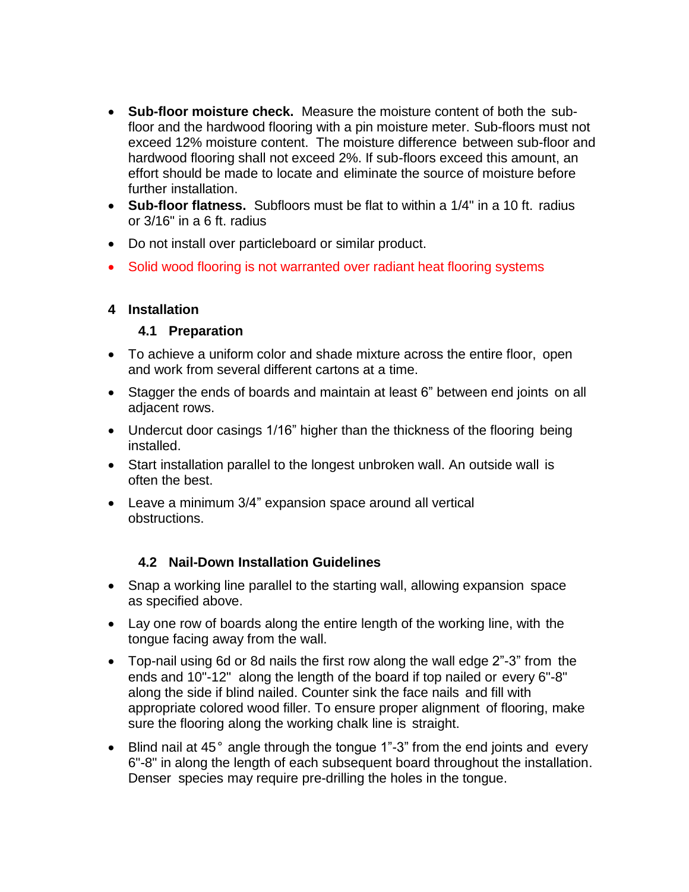- **Sub-floor moisture check.** Measure the moisture content of both the sub-floor and the hardwood flooring with a pin moisture meter. Sub-floors must not exceed 12% moisture content. The moisture difference between sub-floor and hardwood flooring shall not exceed 2%. If sub-floors exceed this amount, an effort should be made to locate and eliminate the source of moisture before further installation.
- **Sub-floor flatness.** Subfloors must be flat to within a 1/4" in a 10 ft. radius or 3/16" in a 6 ft. radius
- Do not install over particleboard or similar product.
- Solid wood flooring is not warranted over radiant heat flooring systems

# 4 Installation

## 4.1 Preparation

- To achieve a uniform color and shade mixture across the entire floor, open and work from several different cartons at a time.
- Stagger the ends of boards and maintain at least 6" between end joints on all adjacent rows.
- Undercut door casings 1/16" higher than the thickness of the flooring being installed.
- Start installation parallel to the longest unbroken wall. An outside wall is often the best.
- Leave a minimum 3/4" expansion space around all vertical obstructions.

## 4.2 Nail-Down Installation Guidelines

- Snap a working line parallel to the starting wall, allowing expansion space as specified above.
- Lay one row of boards along the entire length of the working line, with the tongue facing away from the wall.
- Top-nail using 6d or 8d nails the first row along the wall edge 2"-3" from the ends and 10"-12" along the length of the board if top nailed or every 6"-8" along the side if blind nailed. Counter sink the face nails and fill with appropriate colored wood filler. To ensure proper alignment of flooring, make sure the flooring along the working chalk line is straight.
- Blind nail at 45° angle through the tongue 1"-3" from the end joints and every 6"-8" in along the length of each subsequent board throughout the installation. Denser species may require pre-drilling the holes in the tongue.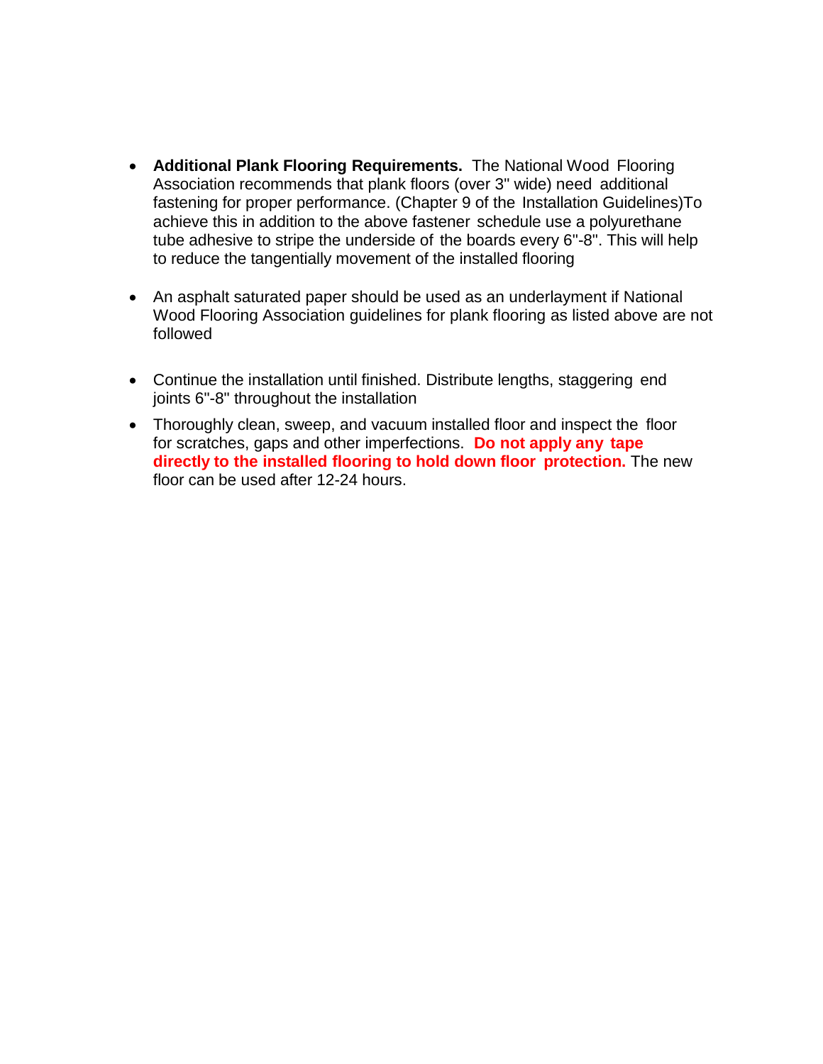- **Additional Plank Flooring Requirements.** The National Wood Flooring Association recommends that plank floors (over 3" wide) need additional fastening for proper performance. (Chapter 9 of the Installation Guidelines)To achieve this in addition to the above fastener schedule use a polyurethane tube adhesive to stripe the underside of the boards every 6"-8". This will help to reduce the tangentially movement of the installed flooring

- An asphalt saturated paper should be used as an underlayment if National Wood Flooring Association guidelines for plank flooring as listed above are not followed

- Continue the installation until finished. Distribute lengths, staggering end joints 6"-8" throughout the installation
- Thoroughly clean, sweep, and vacuum installed floor and inspect the floor for scratches, gaps and other imperfections. **Do not apply any tape directly to the installed flooring to hold down floor protection.** The new floor can be used after 12-24 hours.